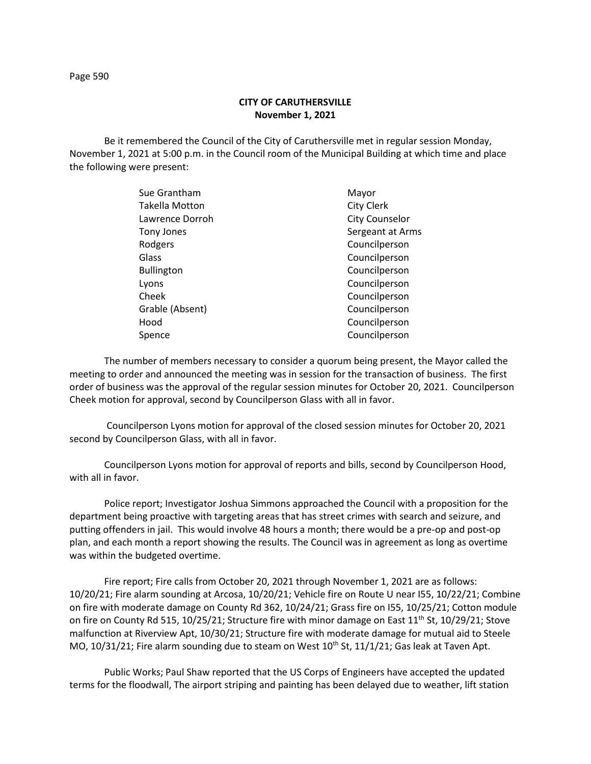**CITY OF CARUTHERSVILLE**
**November 1, 2021**

Be it remembered the Council of the City of Caruthersville met in regular session Monday, November 1, 2021 at 5:00 p.m. in the Council room of the Municipal Building at which time and place the following were present:

| | |
|---|---|
| Sue Grantham | Mayor |
| Takella Motton | City Clerk |
| Lawrence Dorroh | City Counselor |
| Tony Jones | Sergeant at Arms |
| Rodgers | Councilperson |
| Glass | Councilperson |
| Bullington | Councilperson |
| Lyons | Councilperson |
| Cheek | Councilperson |
| Grable (Absent) | Councilperson |
| Hood | Councilperson |
| Spence | Councilperson |

The number of members necessary to consider a quorum being present, the Mayor called the meeting to order and announced the meeting was in session for the transaction of business. The first order of business was the approval of the regular session minutes for October 20, 2021. Councilperson Cheek motion for approval, second by Councilperson Glass with all in favor.

Councilperson Lyons motion for approval of the closed session minutes for October 20, 2021 second by Councilperson Glass, with all in favor.

Councilperson Lyons motion for approval of reports and bills, second by Councilperson Hood, with all in favor.

Police report; Investigator Joshua Simmons approached the Council with a proposition for the department being proactive with targeting areas that has street crimes with search and seizure, and putting offenders in jail. This would involve 48 hours a month; there would be a pre-op and post-op plan, and each month a report showing the results. The Council was in agreement as long as overtime was within the budgeted overtime.

Fire report; Fire calls from October 20, 2021 through November 1, 2021 are as follows: 10/20/21; Fire alarm sounding at Arcosa, 10/20/21; Vehicle fire on Route U near I55, 10/22/21; Combine on fire with moderate damage on County Rd 362, 10/24/21; Grass fire on I55, 10/25/21; Cotton module on fire on County Rd 515, 10/25/21; Structure fire with minor damage on East 11th St, 10/29/21; Stove malfunction at Riverview Apt, 10/30/21; Structure fire with moderate damage for mutual aid to Steele MO, 10/31/21; Fire alarm sounding due to steam on West 10th St, 11/1/21; Gas leak at Taven Apt.

Public Works; Paul Shaw reported that the US Corps of Engineers have accepted the updated terms for the floodwall, The airport striping and painting has been delayed due to weather, lift station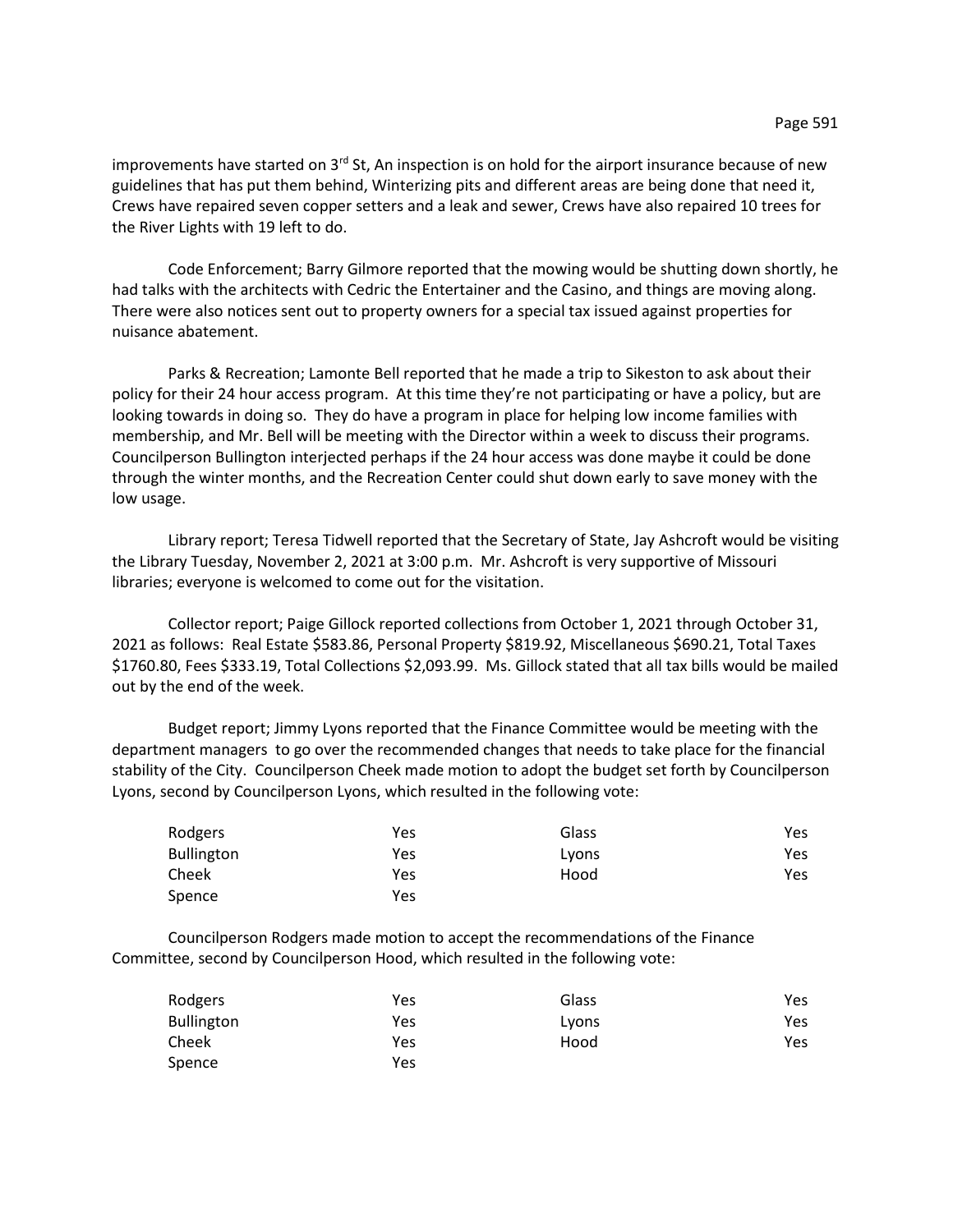improvements have started on 3rd St, An inspection is on hold for the airport insurance because of new guidelines that has put them behind, Winterizing pits and different areas are being done that need it, Crews have repaired seven copper setters and a leak and sewer, Crews have also repaired 10 trees for the River Lights with 19 left to do.

Code Enforcement; Barry Gilmore reported that the mowing would be shutting down shortly, he had talks with the architects with Cedric the Entertainer and the Casino, and things are moving along. There were also notices sent out to property owners for a special tax issued against properties for nuisance abatement.

Parks & Recreation; Lamonte Bell reported that he made a trip to Sikeston to ask about their policy for their 24 hour access program. At this time they're not participating or have a policy, but are looking towards in doing so. They do have a program in place for helping low income families with membership, and Mr. Bell will be meeting with the Director within a week to discuss their programs. Councilperson Bullington interjected perhaps if the 24 hour access was done maybe it could be done through the winter months, and the Recreation Center could shut down early to save money with the low usage.

Library report; Teresa Tidwell reported that the Secretary of State, Jay Ashcroft would be visiting the Library Tuesday, November 2, 2021 at 3:00 p.m. Mr. Ashcroft is very supportive of Missouri libraries; everyone is welcomed to come out for the visitation.

Collector report; Paige Gillock reported collections from October 1, 2021 through October 31, 2021 as follows: Real Estate $583.86, Personal Property $819.92, Miscellaneous $690.21, Total Taxes $1760.80, Fees $333.19, Total Collections $2,093.99. Ms. Gillock stated that all tax bills would be mailed out by the end of the week.

Budget report; Jimmy Lyons reported that the Finance Committee would be meeting with the department managers to go over the recommended changes that needs to take place for the financial stability of the City. Councilperson Cheek made motion to adopt the budget set forth by Councilperson Lyons, second by Councilperson Lyons, which resulted in the following vote:

| | | | |
|---|---|---|---|
| Rodgers | Yes | Glass | Yes |
| Bullington | Yes | Lyons | Yes |
| Cheek | Yes | Hood | Yes |
| Spence | Yes | | |

Councilperson Rodgers made motion to accept the recommendations of the Finance Committee, second by Councilperson Hood, which resulted in the following vote:

| | | | |
|---|---|---|---|
| Rodgers | Yes | Glass | Yes |
| Bullington | Yes | Lyons | Yes |
| Cheek | Yes | Hood | Yes |
| Spence | Yes | | |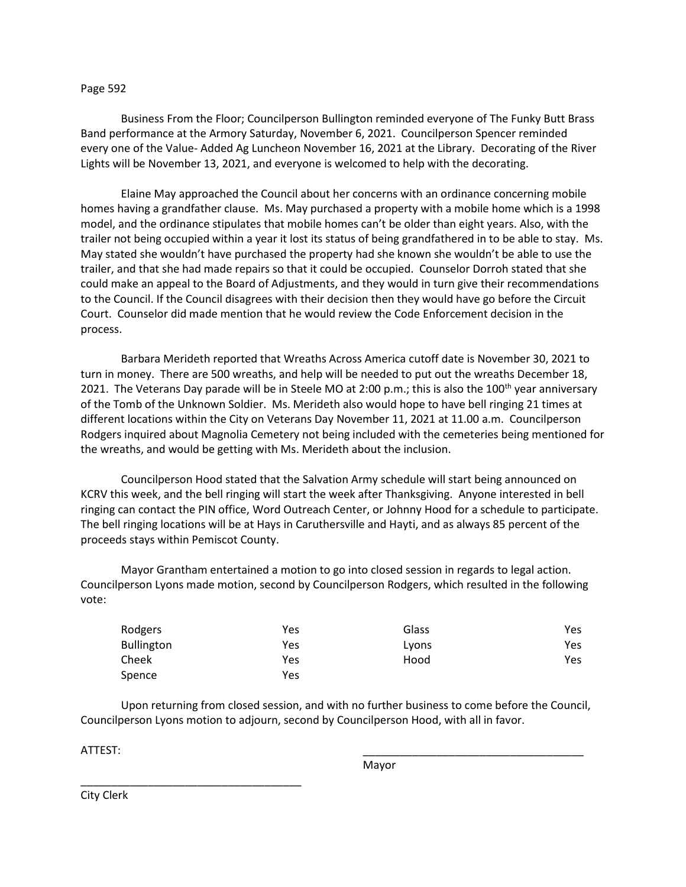Business From the Floor; Councilperson Bullington reminded everyone of The Funky Butt Brass Band performance at the Armory Saturday, November 6, 2021. Councilperson Spencer reminded every one of the Value- Added Ag Luncheon November 16, 2021 at the Library. Decorating of the River Lights will be November 13, 2021, and everyone is welcomed to help with the decorating.

Elaine May approached the Council about her concerns with an ordinance concerning mobile homes having a grandfather clause. Ms. May purchased a property with a mobile home which is a 1998 model, and the ordinance stipulates that mobile homes can't be older than eight years. Also, with the trailer not being occupied within a year it lost its status of being grandfathered in to be able to stay. Ms. May stated she wouldn't have purchased the property had she known she wouldn't be able to use the trailer, and that she had made repairs so that it could be occupied. Counselor Dorroh stated that she could make an appeal to the Board of Adjustments, and they would in turn give their recommendations to the Council. If the Council disagrees with their decision then they would have go before the Circuit Court. Counselor did made mention that he would review the Code Enforcement decision in the process.

Barbara Merideth reported that Wreaths Across America cutoff date is November 30, 2021 to turn in money. There are 500 wreaths, and help will be needed to put out the wreaths December 18, 2021. The Veterans Day parade will be in Steele MO at 2:00 p.m.; this is also the 100th year anniversary of the Tomb of the Unknown Soldier. Ms. Merideth also would hope to have bell ringing 21 times at different locations within the City on Veterans Day November 11, 2021 at 11.00 a.m. Councilperson Rodgers inquired about Magnolia Cemetery not being included with the cemeteries being mentioned for the wreaths, and would be getting with Ms. Merideth about the inclusion.

Councilperson Hood stated that the Salvation Army schedule will start being announced on KCRV this week, and the bell ringing will start the week after Thanksgiving. Anyone interested in bell ringing can contact the PIN office, Word Outreach Center, or Johnny Hood for a schedule to participate. The bell ringing locations will be at Hays in Caruthersville and Hayti, and as always 85 percent of the proceeds stays within Pemiscot County.

Mayor Grantham entertained a motion to go into closed session in regards to legal action. Councilperson Lyons made motion, second by Councilperson Rodgers, which resulted in the following vote:

| | | | |
|---|---|---|---|
| Rodgers | Yes | Glass | Yes |
| Bullington | Yes | Lyons | Yes |
| Cheek | Yes | Hood | Yes |
| Spence | Yes | | |

Upon returning from closed session, and with no further business to come before the Council, Councilperson Lyons motion to adjourn, second by Councilperson Hood, with all in favor.

ATTEST:

_____________________________________
Mayor

_____________________________________
City Clerk